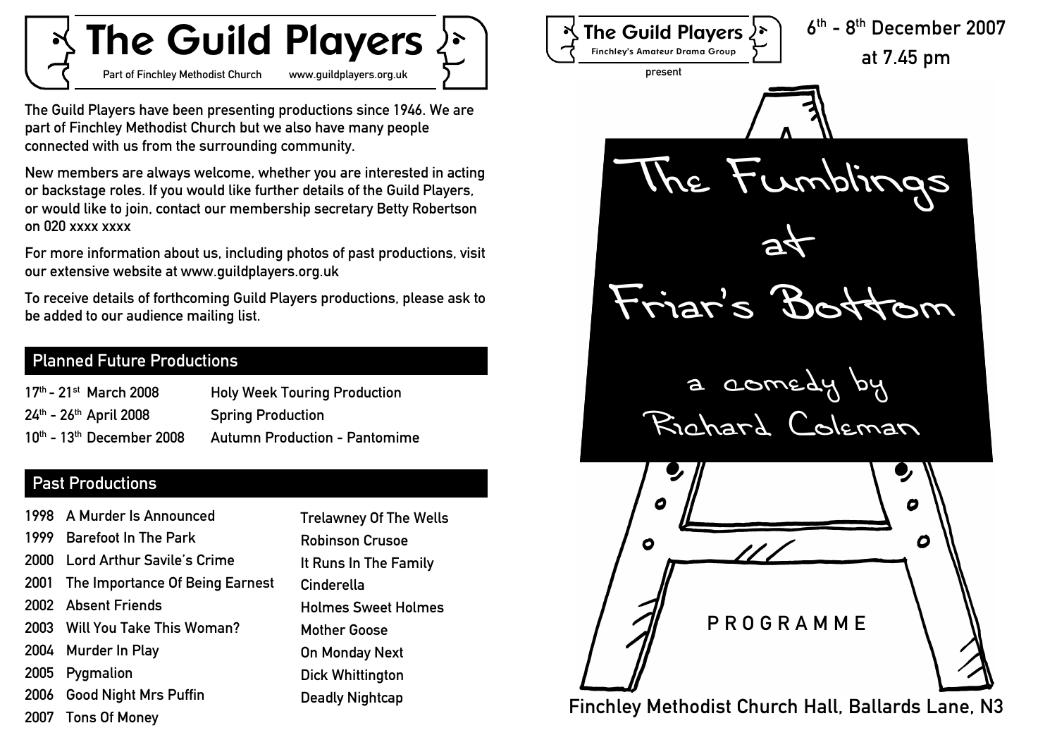# The Guild Players

Part of Finchley Methodist Church www.guildplayers.org.uk

The Guild Players have been presenting productions since 1946. We are part of Finchley Methodist Church but we also have many people connected with us from the surrounding community.

New members are always welcome, whether you are interested in acting or backstage roles. If you would like further details of the Guild Players, or would like to join, contact our membership secretary Betty Robertson on 020 xxxx xxxx

For more information about us, including photos of past productions, visit our extensive website at www.guildplayers.org.uk

To receive details of forthcoming Guild Players productions, please ask to be added to our audience mailing list.

## Planned Future Productions

| | |
|---|---|
| 17th - 21st March 2008 | Holy Week Touring Production |
| 24th - 26th April 2008 | Spring Production |
| 10th - 13th December 2008 | Autumn Production - Pantomime |

## Past Productions

| | | |
|---|---|---|
| 1998 | A Murder Is Announced | Trelawney Of The Wells |
| 1999 | Barefoot In The Park | Robinson Crusoe |
| 2000 | Lord Arthur Savile's Crime | It Runs In The Family |
| 2001 | The Importance Of Being Earnest | Cinderella |
| 2002 | Absent Friends | Holmes Sweet Holmes |
| 2003 | Will You Take This Woman? | Mother Goose |
| 2004 | Murder In Play | On Monday Next |
| 2005 | Pygmalion | Dick Whittington |
| 2006 | Good Night Mrs Puffin | Deadly Nightcap |
| 2007 | Tons Of Money | |

**The Guild Players**
Finchley's Amateur Drama Group
present

6th - 8th December 2007
at 7.45 pm

# The Fumblings at Friar's Bottom

a comedy by
Richard Coleman

PROGRAMME

Finchley Methodist Church Hall, Ballards Lane, N3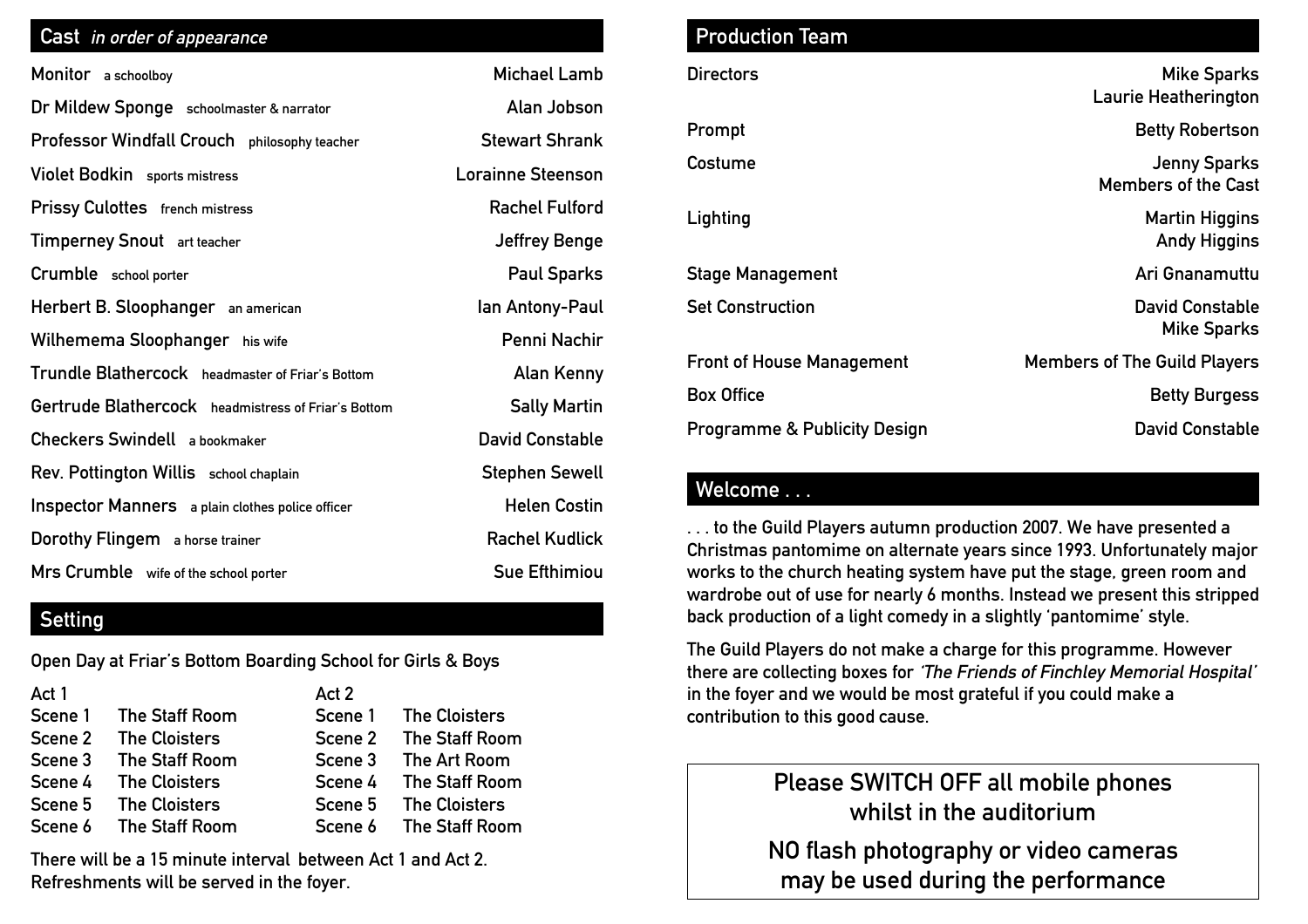## Cast *in order of appearance*

| | |
|---|---|
| Monitor a schoolboy | Michael Lamb |
| Dr Mildew Sponge schoolmaster & narrator | Alan Jobson |
| Professor Windfall Crouch philosophy teacher | Stewart Shrank |
| Violet Bodkin sports mistress | Lorainne Steenson |
| Prissy Culottes french mistress | Rachel Fulford |
| Timperney Snout art teacher | Jeffrey Benge |
| Crumble school porter | Paul Sparks |
| Herbert B. Sloophanger an american | Ian Antony-Paul |
| Wilhemema Sloophanger his wife | Penni Nachir |
| Trundle Blathercock headmaster of Friar's Bottom | Alan Kenny |
| Gertrude Blathercock headmistress of Friar's Bottom | Sally Martin |
| Checkers Swindell a bookmaker | David Constable |
| Rev. Pottington Willis school chaplain | Stephen Sewell |
| Inspector Manners a plain clothes police officer | Helen Costin |
| Dorothy Flingem a horse trainer | Rachel Kudlick |
| Mrs Crumble wife of the school porter | Sue Efthimiou |

## Setting

Open Day at Friar's Bottom Boarding School for Girls & Boys

| Act 1 | | Act 2 | |
|---|---|---|---|
| Scene 1 | The Staff Room | Scene 1 | The Cloisters |
| Scene 2 | The Cloisters | Scene 2 | The Staff Room |
| Scene 3 | The Staff Room | Scene 3 | The Art Room |
| Scene 4 | The Cloisters | Scene 4 | The Staff Room |
| Scene 5 | The Cloisters | Scene 5 | The Cloisters |
| Scene 6 | The Staff Room | Scene 6 | The Staff Room |

There will be a 15 minute interval between Act 1 and Act 2.
Refreshments will be served in the foyer.

## Production Team

| | |
|---|---|
| Directors | Mike Sparks<br>Laurie Heatherington |
| Prompt | Betty Robertson |
| Costume | Jenny Sparks<br>Members of the Cast |
| Lighting | Martin Higgins<br>Andy Higgins |
| Stage Management | Ari Gnanamuttu |
| Set Construction | David Constable<br>Mike Sparks |
| Front of House Management | Members of The Guild Players |
| Box Office | Betty Burgess |
| Programme & Publicity Design | David Constable |

## Welcome . . .

. . . to the Guild Players autumn production 2007. We have presented a Christmas pantomime on alternate years since 1993. Unfortunately major works to the church heating system have put the stage, green room and wardrobe out of use for nearly 6 months. Instead we present this stripped back production of a light comedy in a slightly 'pantomime' style.

The Guild Players do not make a charge for this programme. However there are collecting boxes for *'The Friends of Finchley Memorial Hospital'* in the foyer and we would be most grateful if you could make a contribution to this good cause.

Please SWITCH OFF all mobile phones whilst in the auditorium

NO flash photography or video cameras may be used during the performance